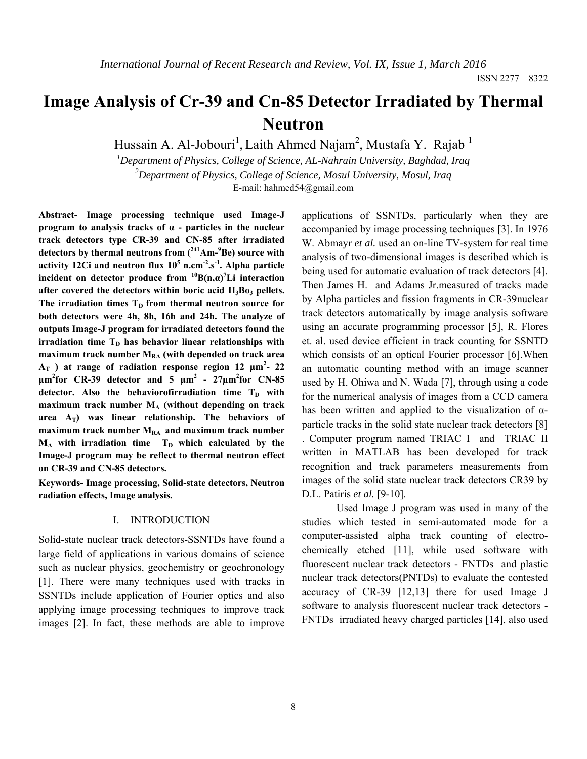# Image Analysis of Cr-39 and Cn-85 Detector Irradiated by Thermal Neutron

Hussain A. Al-Jobouri[1], Laith Ahmed Najam[2], Mustafa Y. Rajab [1]

[1]*Department of Physics, College of Science, AL-Nahrain University, Baghdad, Iraq*

[2]*Department of Physics, College of Science, Mosul University, Mosul, Iraq*

E-mail: hahmed54@gmail.com

**Abstract- Image processing technique used Image-J program to analysis tracks of α - particles in the nuclear track detectors type CR-39 and CN-85 after irradiated detectors by thermal neutrons from ($^{241}$Am-$^{9}$Be) source with activity 12Ci and neutron flux $10^5$ n.cm$^{-2}$.s$^{-1}$. Alpha particle incident on detector produce from $^{10}$B(n,α)$^{7}$Li interaction after covered the detectors within boric acid $H_3Bo_3$ pellets. The irradiation times $T_D$ from thermal neutron source for both detectors were 4h, 8h, 16h and 24h. The analyze of outputs Image-J program for irradiated detectors found the irradiation time $T_D$ has behavior linear relationships with maximum track number $M_{RA}$ (with depended on track area $A_T$ ) at range of radiation response region 12 µm$^2$- 22 µm$^2$for CR-39 detector and 5 µm$^2$ - 27µm$^2$for CN-85 detector. Also the behaviorofirradiation time $T_D$ with maximum track number $M_A$ (without depending on track area $A_T$) was linear relationship. The behaviors of maximum track number $M_{RA}$ and maximum track number $M_A$ with irradiation time $T_D$ which calculated by the Image-J program may be reflect to thermal neutron effect on CR-39 and CN-85 detectors.**

**Keywords- Image processing, Solid-state detectors, Neutron radiation effects, Image analysis.**

## I. INTRODUCTION

Solid-state nuclear track detectors-SSNTDs have found a large field of applications in various domains of science such as nuclear physics, geochemistry or geochronology [1]. There were many techniques used with tracks in SSNTDs include application of Fourier optics and also applying image processing techniques to improve track images [2]. In fact, these methods are able to improve applications of SSNTDs, particularly when they are accompanied by image processing techniques [3]. In 1976 W. Abmayr *et al.* used an on-line TV-system for real time analysis of two-dimensional images is described which is being used for automatic evaluation of track detectors [4]. Then James H. and Adams Jr.measured of tracks made by Alpha particles and fission fragments in CR-39nuclear track detectors automatically by image analysis software using an accurate programming processor [5], R. Flores et. al. used device efficient in track counting for SSNTD which consists of an optical Fourier processor [6].When an automatic counting method with an image scanner used by H. Ohiwa and N. Wada [7], through using a code for the numerical analysis of images from a CCD camera has been written and applied to the visualization of α-particle tracks in the solid state nuclear track detectors [8] . Computer program named TRIAC I and TRIAC II written in MATLAB has been developed for track recognition and track parameters measurements from images of the solid state nuclear track detectors CR39 by D.L. Patiris *et al.* [9-10].

Used Image J program was used in many of the studies which tested in semi-automated mode for a computer-assisted alpha track counting of electro-chemically etched [11], while used software with fluorescent nuclear track detectors - FNTDs and plastic nuclear track detectors(PNTDs) to evaluate the contested accuracy of CR-39 [12,13] there for used Image J software to analysis fluorescent nuclear track detectors - FNTDs irradiated heavy charged particles [14], also used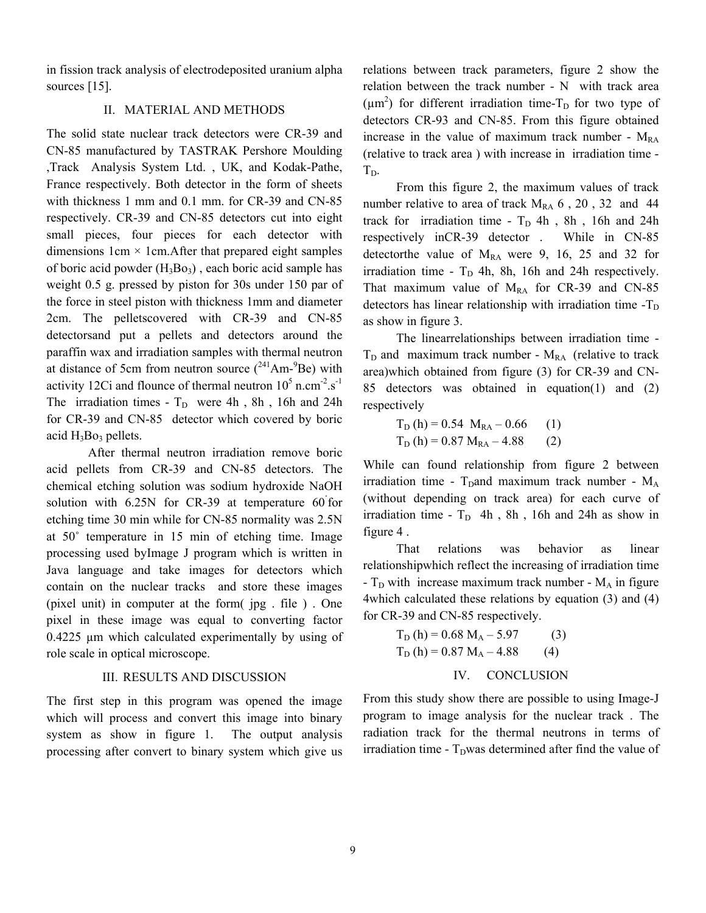in fission track analysis of electrodeposited uranium alpha sources [15].

## II. MATERIAL AND METHODS

The solid state nuclear track detectors were CR-39 and CN-85 manufactured by TASTRAK Pershore Moulding ,Track Analysis System Ltd. , UK, and Kodak-Pathe, France respectively. Both detector in the form of sheets with thickness 1 mm and 0.1 mm. for CR-39 and CN-85 respectively. CR-39 and CN-85 detectors cut into eight small pieces, four pieces for each detector with dimensions 1cm × 1cm.After that prepared eight samples of boric acid powder ($H_3Bo_3$) , each boric acid sample has weight 0.5 g. pressed by piston for 30s under 150 par of the force in steel piston with thickness 1mm and diameter 2cm. The pelletscovered with CR-39 and CN-85 detectorsand put a pellets and detectors around the paraffin wax and irradiation samples with thermal neutron at distance of 5cm from neutron source ($^{241}Am$-$^{9}Be$) with activity 12Ci and flounce of thermal neutron $10^5$ $n.cm^{-2}.s^{-1}$ The irradiation times - $T_D$ were 4h , 8h , 16h and 24h for CR-39 and CN-85 detector which covered by boric acid $H_3Bo_3$ pellets.

After thermal neutron irradiation remove boric acid pellets from CR-39 and CN-85 detectors. The chemical etching solution was sodium hydroxide NaOH solution with 6.25N for CR-39 at temperature 60° for etching time 30 min while for CN-85 normality was 2.5N at 50° temperature in 15 min of etching time. Image processing used byImage J program which is written in Java language and take images for detectors which contain on the nuclear tracks and store these images (pixel unit) in computer at the form( jpg . file ) . One pixel in these image was equal to converting factor 0.4225 μm which calculated experimentally by using of role scale in optical microscope.

## III. RESULTS AND DISCUSSION

The first step in this program was opened the image which will process and convert this image into binary system as show in figure 1. The output analysis processing after convert to binary system which give us relations between track parameters, figure 2 show the relation between the track number - N with track area ($\mu m^2$) for different irradiation time-$T_D$ for two type of detectors CR-93 and CN-85. From this figure obtained increase in the value of maximum track number - $M_{RA}$ (relative to track area ) with increase in irradiation time - $T_D$.

From this figure 2, the maximum values of track number relative to area of track $M_{RA}$ 6 , 20 , 32 and 44 track for irradiation time - $T_D$ 4h , 8h , 16h and 24h respectively inCR-39 detector . While in CN-85 detectorthe value of $M_{RA}$ were 9, 16, 25 and 32 for irradiation time - $T_D$ 4h, 8h, 16h and 24h respectively. That maximum value of $M_{RA}$ for CR-39 and CN-85 detectors has linear relationship with irradiation time -$T_D$ as show in figure 3.

The linearrelationships between irradiation time - $T_D$ and maximum track number - $M_{RA}$ (relative to track area)which obtained from figure (3) for CR-39 and CN-85 detectors was obtained in equation(1) and (2) respectively

$$T_D\,(h) = 0.54\ M_{RA} - 0.66 \qquad (1)$$

$$T_D\,(h) = 0.87\ M_{RA} - 4.88 \qquad (2)$$

While can found relationship from figure 2 between irradiation time - $T_D$and maximum track number - $M_A$ (without depending on track area) for each curve of irradiation time - $T_D$ 4h , 8h , 16h and 24h as show in figure 4 .

That relations was behavior as linear relationshipwhich reflect the increasing of irradiation time - $T_D$ with increase maximum track number - $M_A$ in figure 4which calculated these relations by equation (3) and (4) for CR-39 and CN-85 respectively.

$$T_D\,(h) = 0.68\ M_A - 5.97 \qquad (3)$$

$$T_D\,(h) = 0.87\ M_A - 4.88 \qquad (4)$$

## IV. CONCLUSION

From this study show there are possible to using Image-J program to image analysis for the nuclear track . The radiation track for the thermal neutrons in terms of irradiation time - $T_D$was determined after find the value of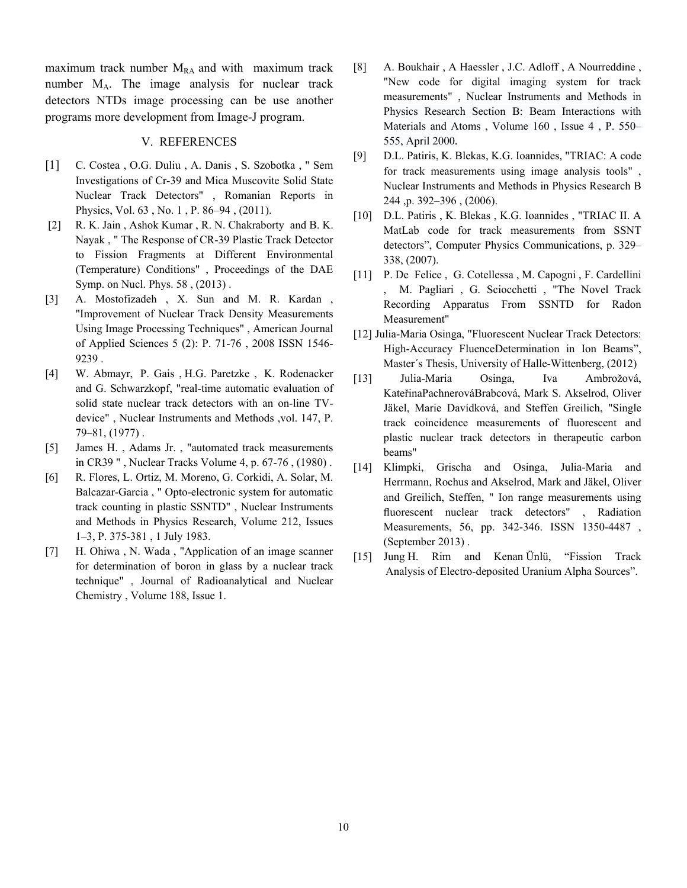maximum track number $M_{RA}$ and with maximum track number $M_A$. The image analysis for nuclear track detectors NTDs image processing can be use another programs more development from Image-J program.

## V. REFERENCES

[1] C. Costea , O.G. Duliu , A. Danis , S. Szobotka , " Sem Investigations of Cr-39 and Mica Muscovite Solid State Nuclear Track Detectors" , Romanian Reports in Physics, Vol. 63 , No. 1 , P. 86–94 , (2011).

[2] R. K. Jain , Ashok Kumar , R. N. Chakraborty and B. K. Nayak , " The Response of CR-39 Plastic Track Detector to Fission Fragments at Different Environmental (Temperature) Conditions" , Proceedings of the DAE Symp. on Nucl. Phys. 58 , (2013) .

[3] A. Mostofizadeh , X. Sun and M. R. Kardan , "Improvement of Nuclear Track Density Measurements Using Image Processing Techniques" , American Journal of Applied Sciences 5 (2): P. 71-76 , 2008 ISSN 1546-9239 .

[4] W. Abmayr, P. Gais , H.G. Paretzke , K. Rodenacker and G. Schwarzkopf, "real-time automatic evaluation of solid state nuclear track detectors with an on-line TV-device" , Nuclear Instruments and Methods ,vol. 147, P. 79–81, (1977) .

[5] James H. , Adams Jr. , "automated track measurements in CR39 " , Nuclear Tracks Volume 4, p. 67-76 , (1980) .

[6] R. Flores, L. Ortiz, M. Moreno, G. Corkidi, A. Solar, M. Balcazar-Garcia , " Opto-electronic system for automatic track counting in plastic SSNTD" , Nuclear Instruments and Methods in Physics Research, Volume 212, Issues 1–3, P. 375-381 , 1 July 1983.

[7] H. Ohiwa , N. Wada , "Application of an image scanner for determination of boron in glass by a nuclear track technique" , Journal of Radioanalytical and Nuclear Chemistry , Volume 188, Issue 1.

[8] A. Boukhair , A Haessler , J.C. Adloff , A Nourreddine , "New code for digital imaging system for track measurements" , Nuclear Instruments and Methods in Physics Research Section B: Beam Interactions with Materials and Atoms , Volume 160 , Issue 4 , P. 550–555, April 2000.

[9] D.L. Patiris, K. Blekas, K.G. Ioannides, "TRIAC: A code for track measurements using image analysis tools" , Nuclear Instruments and Methods in Physics Research B 244 ,p. 392–396 , (2006).

[10] D.L. Patiris , K. Blekas , K.G. Ioannides , "TRIAC II. A MatLab code for track measurements from SSNT detectors", Computer Physics Communications, p. 329–338, (2007).

[11] P. De Felice , G. Cotellessa , M. Capogni , F. Cardellini , M. Pagliari , G. Sciocchetti , "The Novel Track Recording Apparatus From SSNTD for Radon Measurement"

[12] Julia-Maria Osinga, "Fluorescent Nuclear Track Detectors: High-Accuracy FluenceDetermination in Ion Beams", Master´s Thesis, University of Halle-Wittenberg, (2012)

[13] Julia-Maria Osinga, Iva Ambrožová, KateřinaPachnerováBrabcová, Mark S. Akselrod, Oliver Jäkel, Marie Davídková, and Steffen Greilich, "Single track coincidence measurements of fluorescent and plastic nuclear track detectors in therapeutic carbon beams"

[14] Klimpki, Grischa and Osinga, Julia-Maria and Herrmann, Rochus and Akselrod, Mark and Jäkel, Oliver and Greilich, Steffen, " Ion range measurements using fluorescent nuclear track detectors" , Radiation Measurements, 56, pp. 342-346. ISSN 1350-4487 , (September 2013) .

[15] Jung H. Rim and Kenan Ünlü, "Fission Track Analysis of Electro-deposited Uranium Alpha Sources".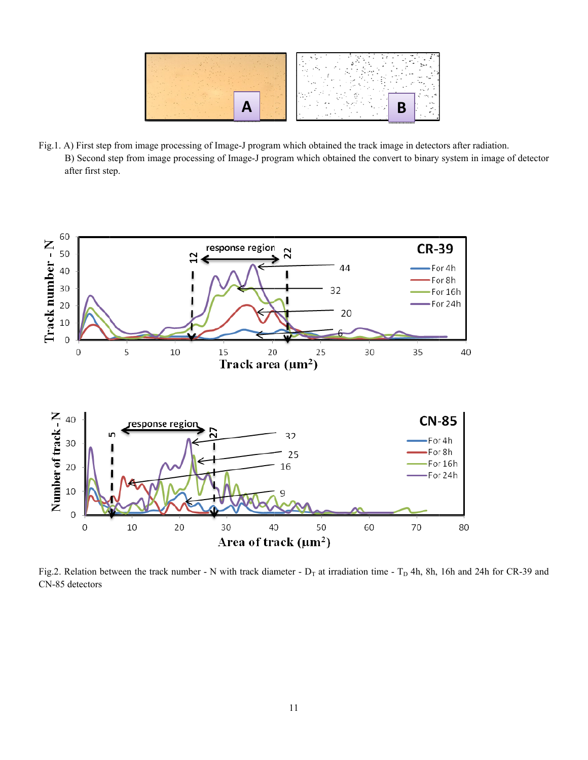Fig.1. A) First step from image processing of Image-J program which obtained the track image in detectors after radiation.

B) Second step from image processing of Image-J program which obtained the convert to binary system in image of detector after first step.

Fig.2. Relation between the track number - N with track diameter - $D_T$ at irradiation time - $T_D$ 4h, 8h, 16h and 24h for CR-39 and CN-85 detectors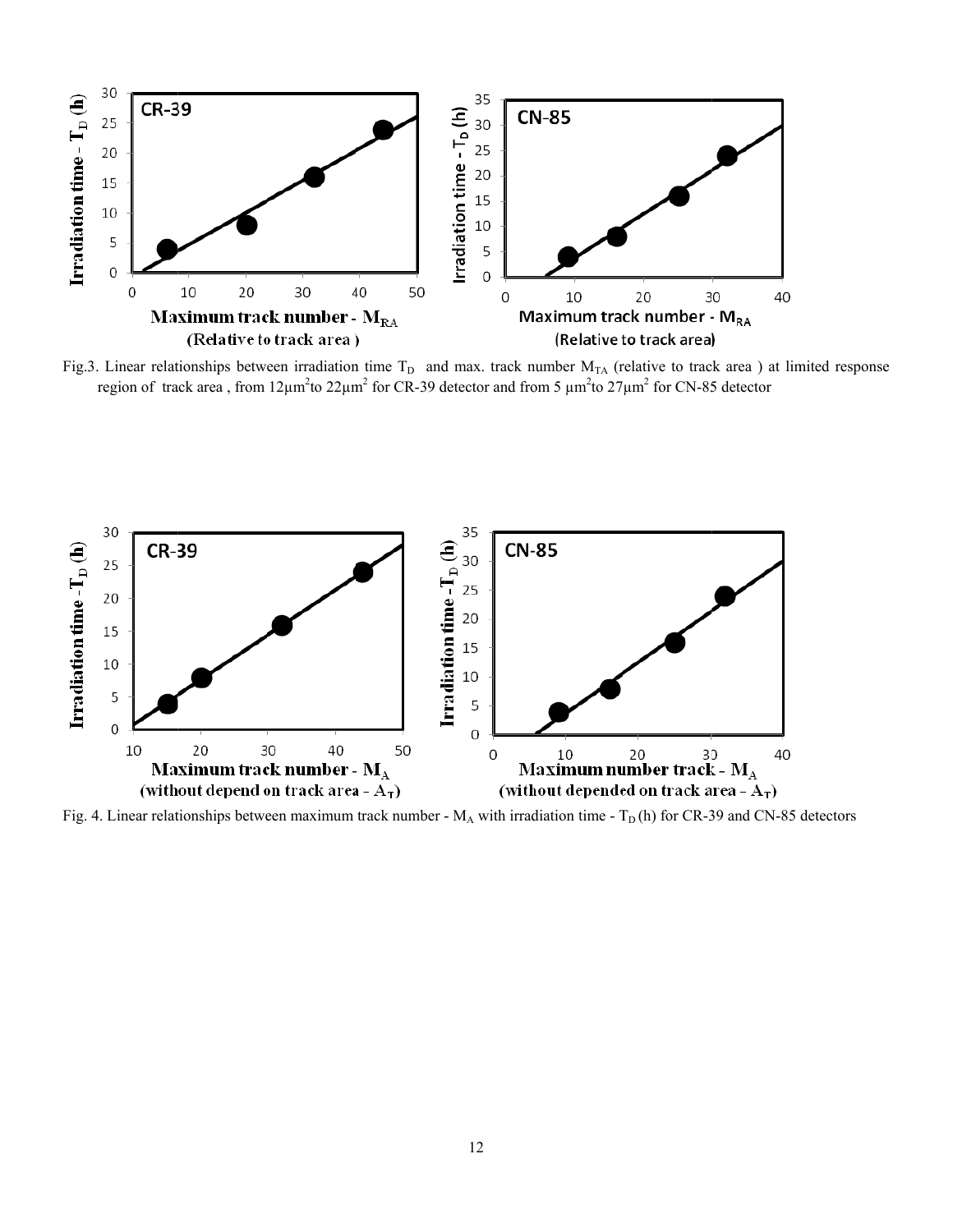CR-39

Irradiation time - $T_D$ (h)

30
25
20
15
10
5
0

0 10 20 30 40 50

Maximum track number - $M_{RA}$

(Relative to track area )

CN-85

Irradiation time - $T_D$ (h)

35
30
25
20
15
10
5
0

0 10 20 30 40

Maximum track number - $M_{RA}$

(Relative to track area)

Fig.3. Linear relationships between irradiation time $T_D$ and max. track number $M_{TA}$ (relative to track area ) at limited response region of track area , from 12µm$^2$to 22µm$^2$ for CR-39 detector and from 5 µm$^2$to 27µm$^2$ for CN-85 detector

CR-39

Irradiation time - $T_D$ (h)

30
25
20
15
10
5
0

10 20 30 40 50

Maximum track number - $M_A$

(without depend on track area - $A_T$)

CN-85

Irradiation time - $T_D$ (h)

35
30
25
20
15
10
5
0

0 10 20 30 40

Maximum number track - $M_A$

(without depended on track area - $A_T$)

Fig. 4. Linear relationships between maximum track number - $M_A$ with irradiation time - $T_D$ (h) for CR-39 and CN-85 detectors